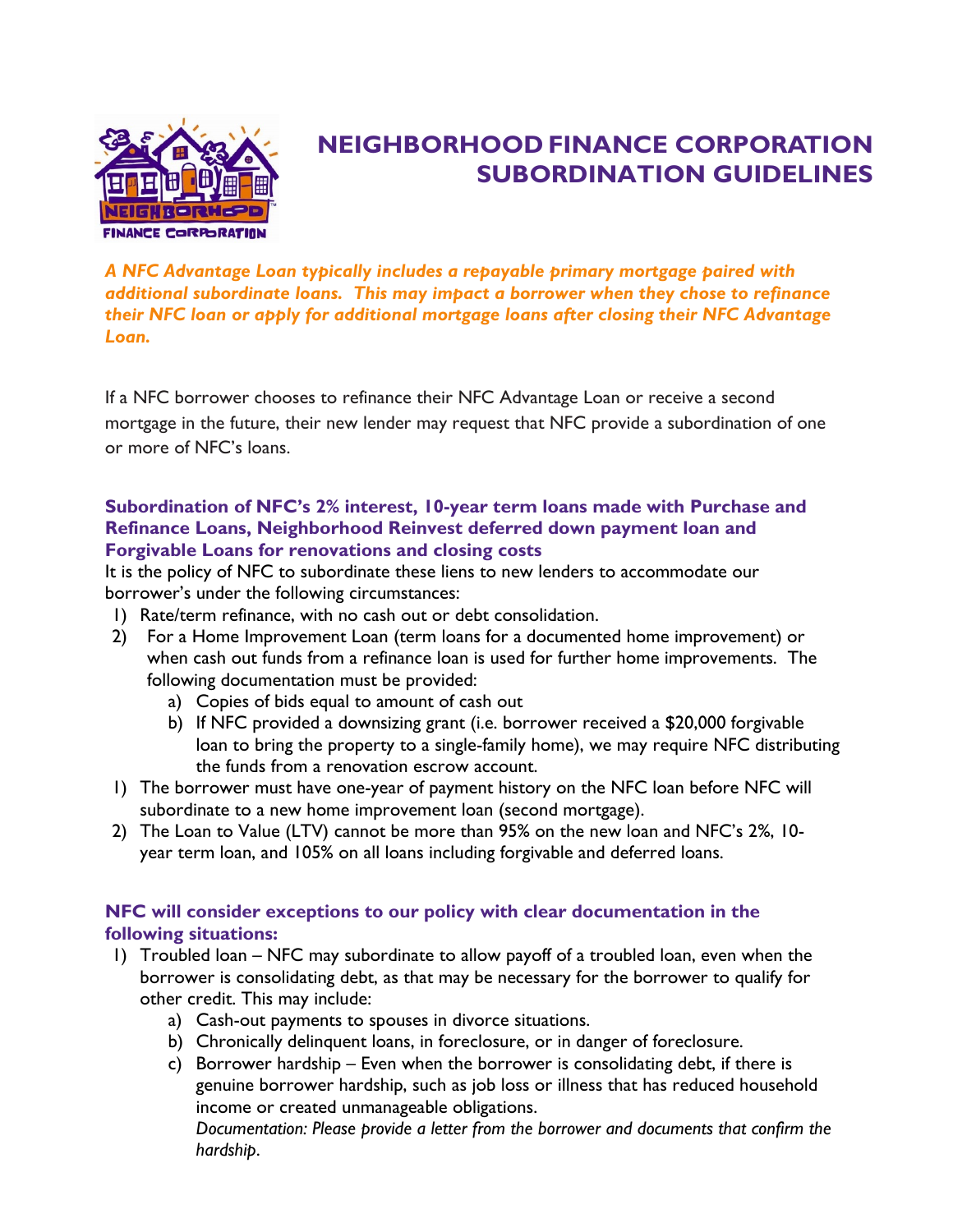# NEIGHBORHOOD FINANCE CORPORATION SUBORDINATION GUIDELINES

***A NFC Advantage Loan typically includes a repayable primary mortgage paired with additional subordinate loans. This may impact a borrower when they chose to refinance their NFC loan or apply for additional mortgage loans after closing their NFC Advantage Loan.***

If a NFC borrower chooses to refinance their NFC Advantage Loan or receive a second mortgage in the future, their new lender may request that NFC provide a subordination of one or more of NFC's loans.

### Subordination of NFC's 2% interest, 10-year term loans made with Purchase and Refinance Loans, Neighborhood Reinvest deferred down payment loan and Forgivable Loans for renovations and closing costs

It is the policy of NFC to subordinate these liens to new lenders to accommodate our borrower's under the following circumstances:

1) Rate/term refinance, with no cash out or debt consolidation.
2) For a Home Improvement Loan (term loans for a documented home improvement) or when cash out funds from a refinance loan is used for further home improvements. The following documentation must be provided:
    a) Copies of bids equal to amount of cash out
    b) If NFC provided a downsizing grant (i.e. borrower received a $20,000 forgivable loan to bring the property to a single-family home), we may require NFC distributing the funds from a renovation escrow account.

1) The borrower must have one-year of payment history on the NFC loan before NFC will subordinate to a new home improvement loan (second mortgage).
2) The Loan to Value (LTV) cannot be more than 95% on the new loan and NFC's 2%, 10-year term loan, and 105% on all loans including forgivable and deferred loans.

### NFC will consider exceptions to our policy with clear documentation in the following situations:

1) Troubled loan – NFC may subordinate to allow payoff of a troubled loan, even when the borrower is consolidating debt, as that may be necessary for the borrower to qualify for other credit. This may include:
    a) Cash-out payments to spouses in divorce situations.
    b) Chronically delinquent loans, in foreclosure, or in danger of foreclosure.
    c) Borrower hardship – Even when the borrower is consolidating debt, if there is genuine borrower hardship, such as job loss or illness that has reduced household income or created unmanageable obligations.
    *Documentation: Please provide a letter from the borrower and documents that confirm the hardship.*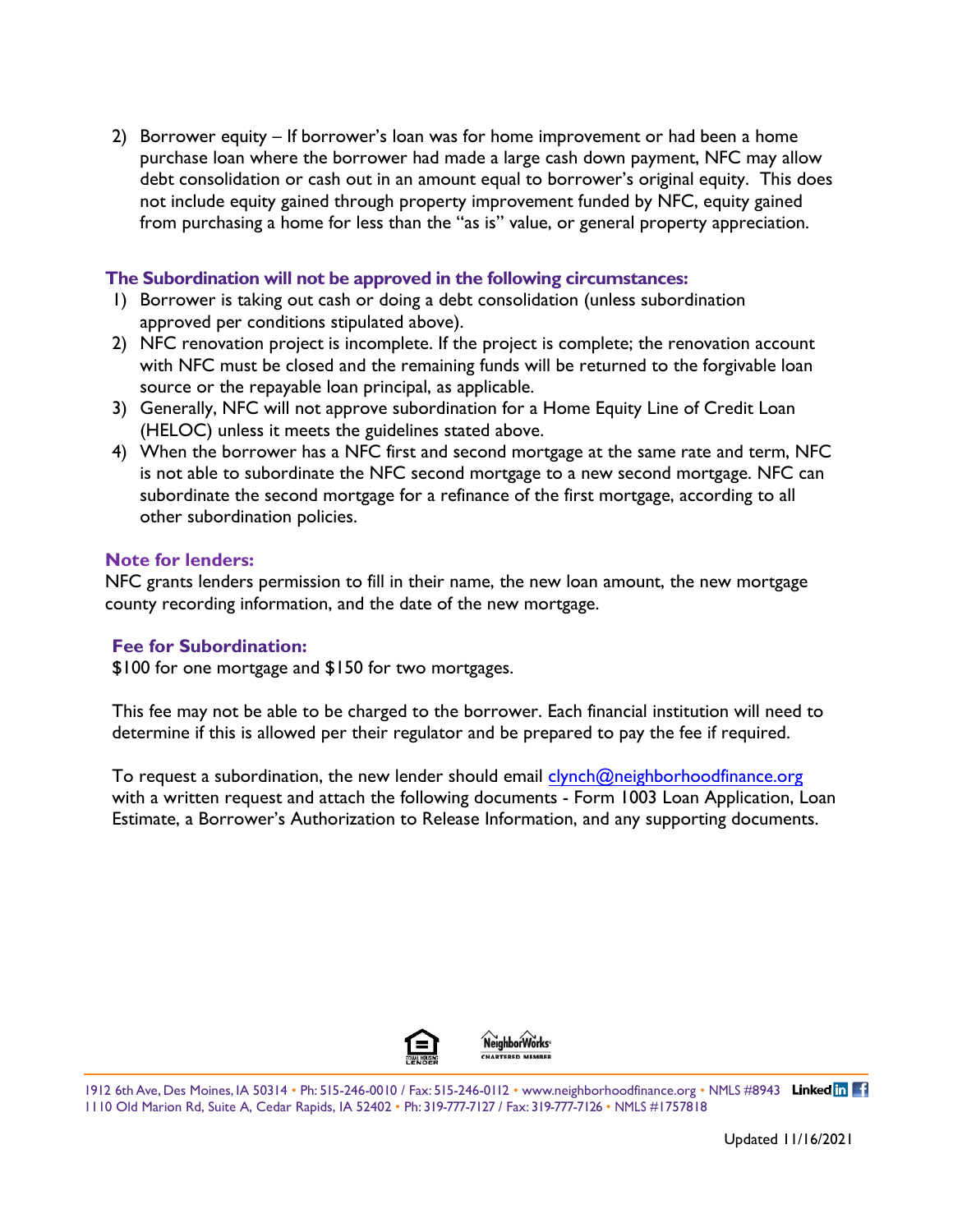2) Borrower equity – If borrower's loan was for home improvement or had been a home purchase loan where the borrower had made a large cash down payment, NFC may allow debt consolidation or cash out in an amount equal to borrower's original equity. This does not include equity gained through property improvement funded by NFC, equity gained from purchasing a home for less than the "as is" value, or general property appreciation.

### The Subordination will not be approved in the following circumstances:

1) Borrower is taking out cash or doing a debt consolidation (unless subordination approved per conditions stipulated above).
2) NFC renovation project is incomplete. If the project is complete; the renovation account with NFC must be closed and the remaining funds will be returned to the forgivable loan source or the repayable loan principal, as applicable.
3) Generally, NFC will not approve subordination for a Home Equity Line of Credit Loan (HELOC) unless it meets the guidelines stated above.
4) When the borrower has a NFC first and second mortgage at the same rate and term, NFC is not able to subordinate the NFC second mortgage to a new second mortgage. NFC can subordinate the second mortgage for a refinance of the first mortgage, according to all other subordination policies.

### Note for lenders:

NFC grants lenders permission to fill in their name, the new loan amount, the new mortgage county recording information, and the date of the new mortgage.

### Fee for Subordination:

$100 for one mortgage and $150 for two mortgages.

This fee may not be able to be charged to the borrower. Each financial institution will need to determine if this is allowed per their regulator and be prepared to pay the fee if required.

To request a subordination, the new lender should email clynch@neighborhoodfinance.org with a written request and attach the following documents - Form 1003 Loan Application, Loan Estimate, a Borrower's Authorization to Release Information, and any supporting documents.

1912 6th Ave, Des Moines, IA 50314 • Ph: 515-246-0010 / Fax: 515-246-0112 • www.neighborhoodfinance.org • NMLS #8943
1110 Old Marion Rd, Suite A, Cedar Rapids, IA 52402 • Ph: 319-777-7127 / Fax: 319-777-7126 • NMLS #1757818

Updated 11/16/2021